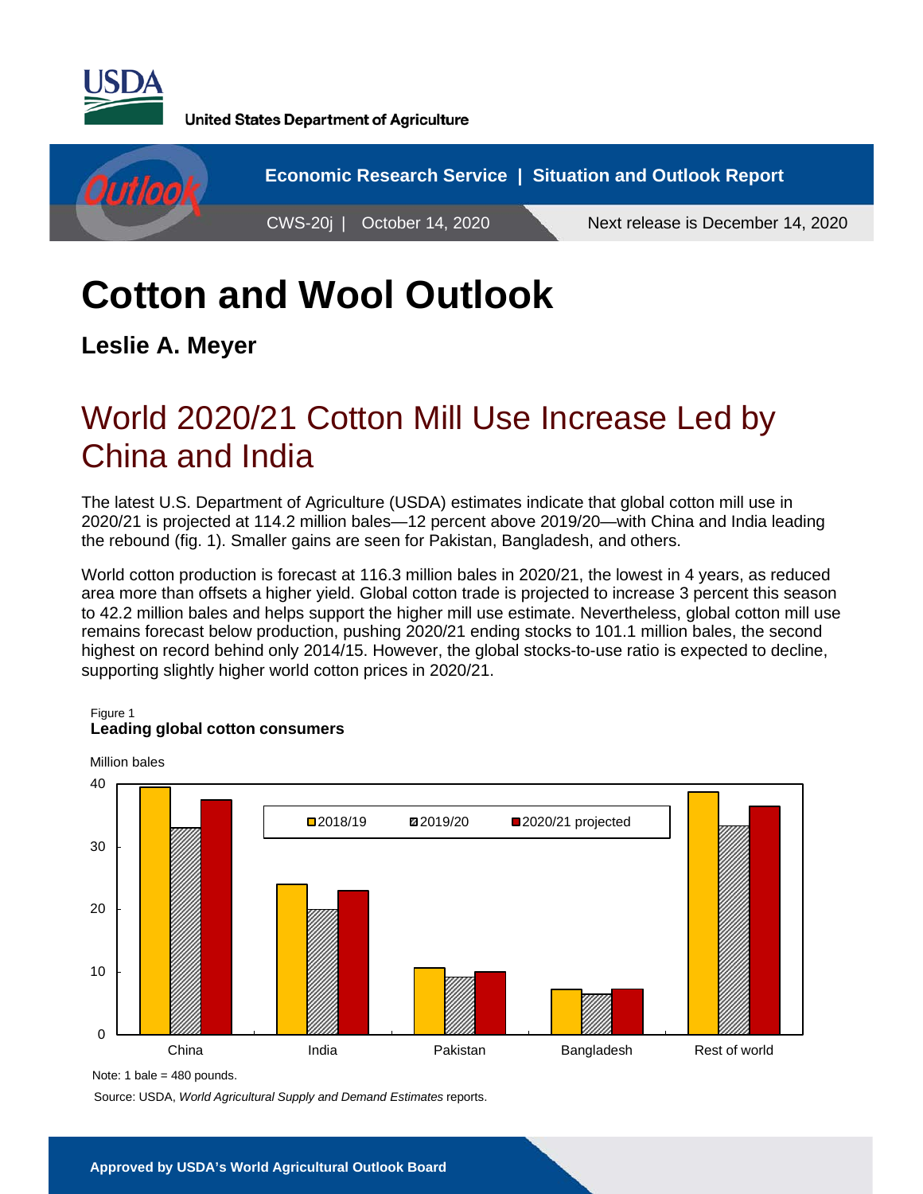United States Department of Agriculture

Economic Research Service | Situation and Outlook Report

CWS-20j | October 14, 2020

Next release is December 14, 2020

# Cotton and Wool Outlook

**Leslie A. Meyer**

## World 2020/21 Cotton Mill Use Increase Led by China and India

The latest U.S. Department of Agriculture (USDA) estimates indicate that global cotton mill use in 2020/21 is projected at 114.2 million bales—12 percent above 2019/20—with China and India leading the rebound (fig. 1). Smaller gains are seen for Pakistan, Bangladesh, and others.

World cotton production is forecast at 116.3 million bales in 2020/21, the lowest in 4 years, as reduced area more than offsets a higher yield. Global cotton trade is projected to increase 3 percent this season to 42.2 million bales and helps support the higher mill use estimate. Nevertheless, global cotton mill use remains forecast below production, pushing 2020/21 ending stocks to 101.1 million bales, the second highest on record behind only 2014/15. However, the global stocks-to-use ratio is expected to decline, supporting slightly higher world cotton prices in 2020/21.

Figure 1

**Leading global cotton consumers**

Million bales

Legend: 2018/19, 2019/20, 2020/21 projected

Categories: China, India, Pakistan, Bangladesh, Rest of world

Note: 1 bale = 480 pounds.

Source: USDA, *World Agricultural Supply and Demand Estimates* reports.

**Approved by USDA's World Agricultural Outlook Board**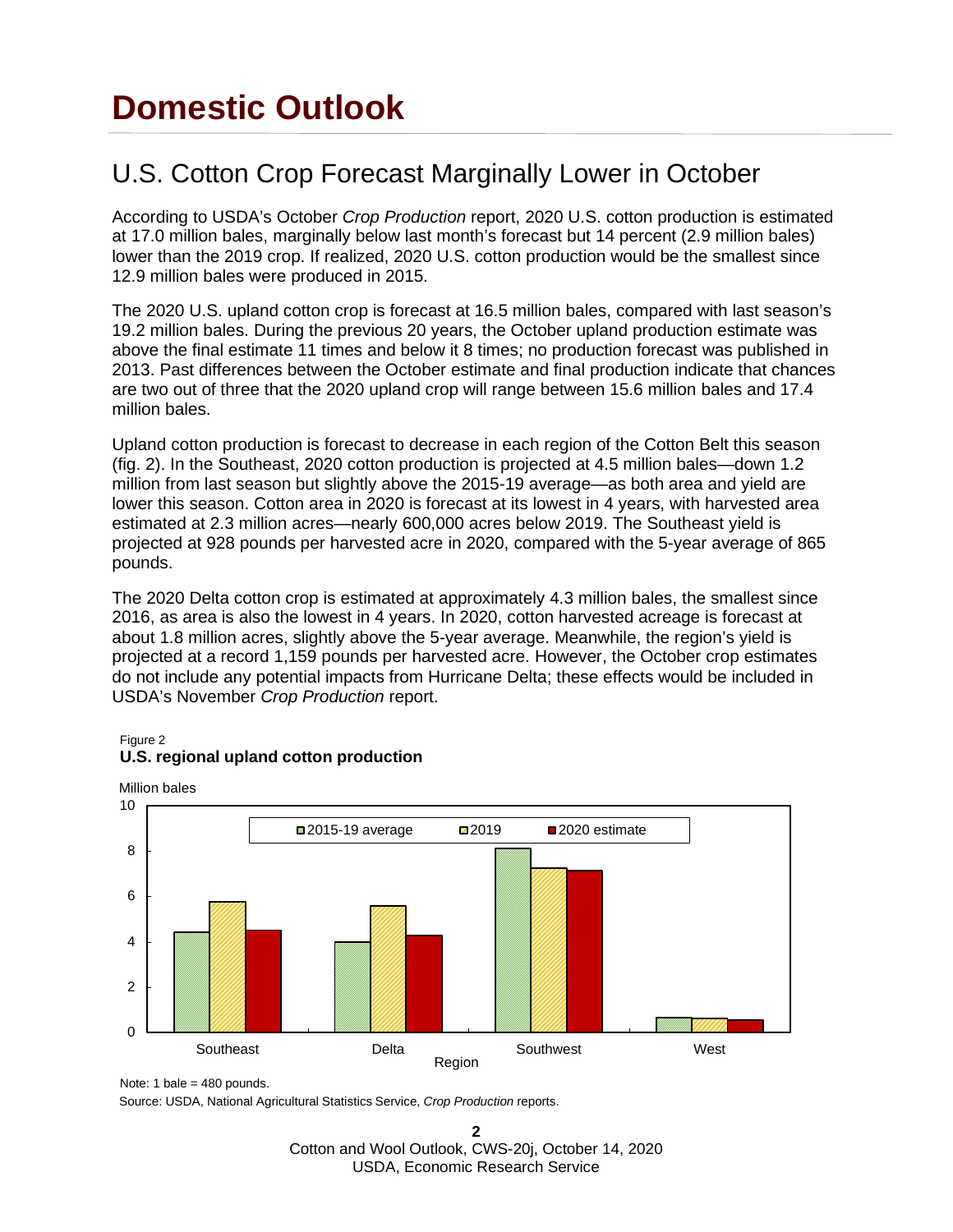# Domestic Outlook

## U.S. Cotton Crop Forecast Marginally Lower in October

According to USDA's October *Crop Production* report, 2020 U.S. cotton production is estimated at 17.0 million bales, marginally below last month's forecast but 14 percent (2.9 million bales) lower than the 2019 crop. If realized, 2020 U.S. cotton production would be the smallest since 12.9 million bales were produced in 2015.

The 2020 U.S. upland cotton crop is forecast at 16.5 million bales, compared with last season's 19.2 million bales. During the previous 20 years, the October upland production estimate was above the final estimate 11 times and below it 8 times; no production forecast was published in 2013. Past differences between the October estimate and final production indicate that chances are two out of three that the 2020 upland crop will range between 15.6 million bales and 17.4 million bales.

Upland cotton production is forecast to decrease in each region of the Cotton Belt this season (fig. 2). In the Southeast, 2020 cotton production is projected at 4.5 million bales—down 1.2 million from last season but slightly above the 2015-19 average—as both area and yield are lower this season. Cotton area in 2020 is forecast at its lowest in 4 years, with harvested area estimated at 2.3 million acres—nearly 600,000 acres below 2019. The Southeast yield is projected at 928 pounds per harvested acre in 2020, compared with the 5-year average of 865 pounds.

The 2020 Delta cotton crop is estimated at approximately 4.3 million bales, the smallest since 2016, as area is also the lowest in 4 years. In 2020, cotton harvested acreage is forecast at about 1.8 million acres, slightly above the 5-year average. Meanwhile, the region's yield is projected at a record 1,159 pounds per harvested acre. However, the October crop estimates do not include any potential impacts from Hurricane Delta; these effects would be included in USDA's November *Crop Production* report.

Figure 2

**U.S. regional upland cotton production**

Million bales

Legend: 2015-19 average, 2019, 2020 estimate

Regions: Southeast, Delta, Southwest, West

Note: 1 bale = 480 pounds.

Source: USDA, National Agricultural Statistics Service, *Crop Production* reports.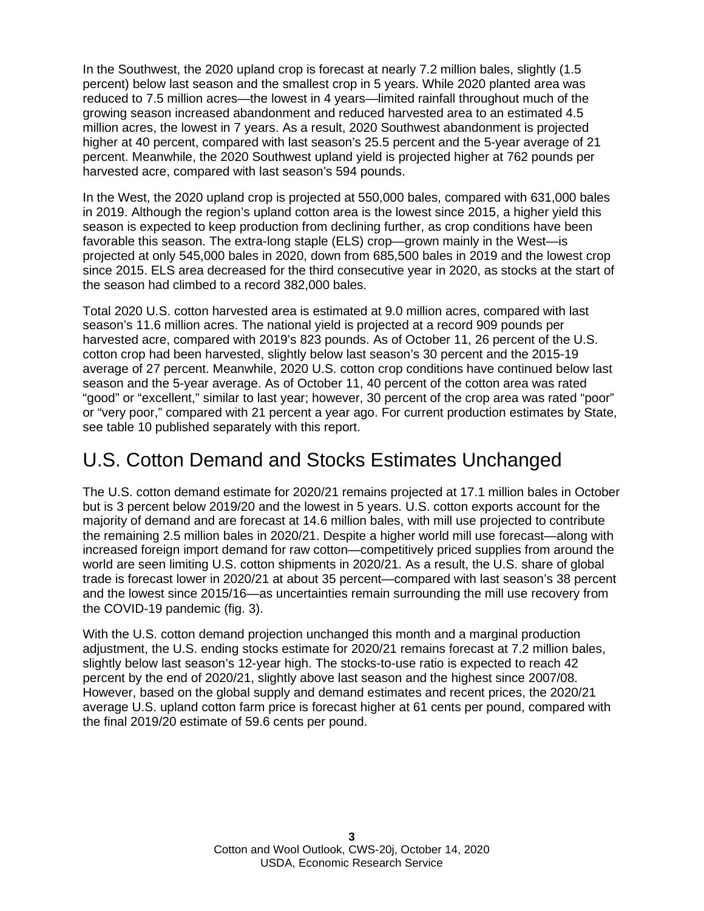In the Southwest, the 2020 upland crop is forecast at nearly 7.2 million bales, slightly (1.5 percent) below last season and the smallest crop in 5 years. While 2020 planted area was reduced to 7.5 million acres—the lowest in 4 years—limited rainfall throughout much of the growing season increased abandonment and reduced harvested area to an estimated 4.5 million acres, the lowest in 7 years. As a result, 2020 Southwest abandonment is projected higher at 40 percent, compared with last season's 25.5 percent and the 5-year average of 21 percent. Meanwhile, the 2020 Southwest upland yield is projected higher at 762 pounds per harvested acre, compared with last season's 594 pounds.

In the West, the 2020 upland crop is projected at 550,000 bales, compared with 631,000 bales in 2019. Although the region's upland cotton area is the lowest since 2015, a higher yield this season is expected to keep production from declining further, as crop conditions have been favorable this season. The extra-long staple (ELS) crop—grown mainly in the West—is projected at only 545,000 bales in 2020, down from 685,500 bales in 2019 and the lowest crop since 2015. ELS area decreased for the third consecutive year in 2020, as stocks at the start of the season had climbed to a record 382,000 bales.

Total 2020 U.S. cotton harvested area is estimated at 9.0 million acres, compared with last season's 11.6 million acres. The national yield is projected at a record 909 pounds per harvested acre, compared with 2019's 823 pounds. As of October 11, 26 percent of the U.S. cotton crop had been harvested, slightly below last season's 30 percent and the 2015-19 average of 27 percent. Meanwhile, 2020 U.S. cotton crop conditions have continued below last season and the 5-year average. As of October 11, 40 percent of the cotton area was rated "good" or "excellent," similar to last year; however, 30 percent of the crop area was rated "poor" or "very poor," compared with 21 percent a year ago. For current production estimates by State, see table 10 published separately with this report.

## U.S. Cotton Demand and Stocks Estimates Unchanged

The U.S. cotton demand estimate for 2020/21 remains projected at 17.1 million bales in October but is 3 percent below 2019/20 and the lowest in 5 years. U.S. cotton exports account for the majority of demand and are forecast at 14.6 million bales, with mill use projected to contribute the remaining 2.5 million bales in 2020/21. Despite a higher world mill use forecast—along with increased foreign import demand for raw cotton—competitively priced supplies from around the world are seen limiting U.S. cotton shipments in 2020/21. As a result, the U.S. share of global trade is forecast lower in 2020/21 at about 35 percent—compared with last season's 38 percent and the lowest since 2015/16—as uncertainties remain surrounding the mill use recovery from the COVID-19 pandemic (fig. 3).

With the U.S. cotton demand projection unchanged this month and a marginal production adjustment, the U.S. ending stocks estimate for 2020/21 remains forecast at 7.2 million bales, slightly below last season's 12-year high. The stocks-to-use ratio is expected to reach 42 percent by the end of 2020/21, slightly above last season and the highest since 2007/08. However, based on the global supply and demand estimates and recent prices, the 2020/21 average U.S. upland cotton farm price is forecast higher at 61 cents per pound, compared with the final 2019/20 estimate of 59.6 cents per pound.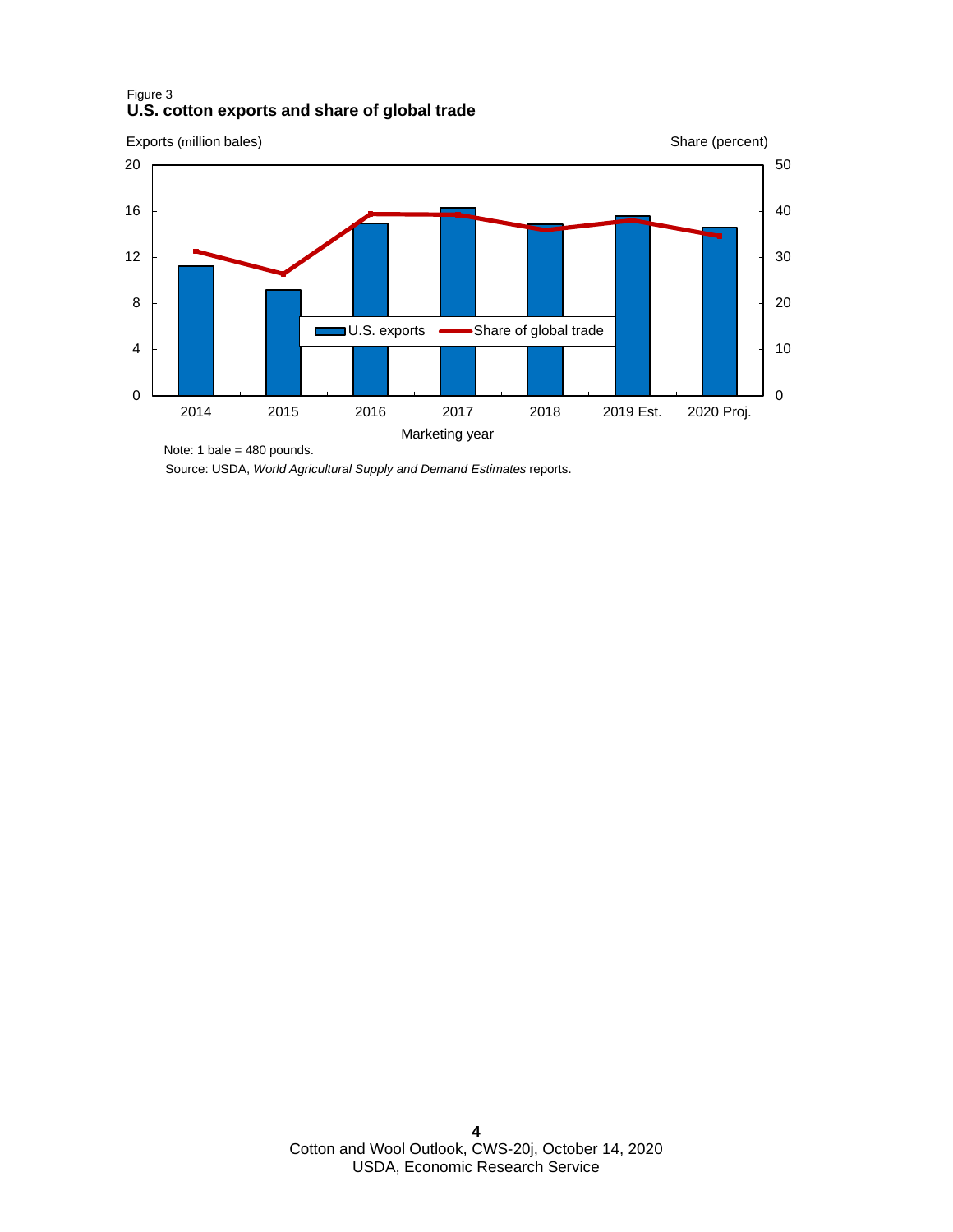Figure 3

**U.S. cotton exports and share of global trade**

Note: 1 bale = 480 pounds.

Source: USDA, *World Agricultural Supply and Demand Estimates* reports.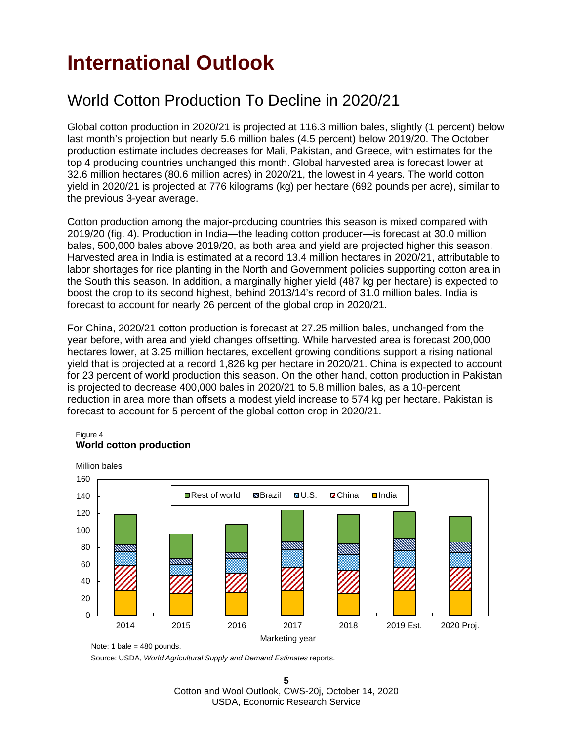# International Outlook

## World Cotton Production To Decline in 2020/21

Global cotton production in 2020/21 is projected at 116.3 million bales, slightly (1 percent) below last month's projection but nearly 5.6 million bales (4.5 percent) below 2019/20. The October production estimate includes decreases for Mali, Pakistan, and Greece, with estimates for the top 4 producing countries unchanged this month. Global harvested area is forecast lower at 32.6 million hectares (80.6 million acres) in 2020/21, the lowest in 4 years. The world cotton yield in 2020/21 is projected at 776 kilograms (kg) per hectare (692 pounds per acre), similar to the previous 3-year average.

Cotton production among the major-producing countries this season is mixed compared with 2019/20 (fig. 4). Production in India—the leading cotton producer—is forecast at 30.0 million bales, 500,000 bales above 2019/20, as both area and yield are projected higher this season. Harvested area in India is estimated at a record 13.4 million hectares in 2020/21, attributable to labor shortages for rice planting in the North and Government policies supporting cotton area in the South this season. In addition, a marginally higher yield (487 kg per hectare) is expected to boost the crop to its second highest, behind 2013/14's record of 31.0 million bales. India is forecast to account for nearly 26 percent of the global crop in 2020/21.

For China, 2020/21 cotton production is forecast at 27.25 million bales, unchanged from the year before, with area and yield changes offsetting. While harvested area is forecast 200,000 hectares lower, at 3.25 million hectares, excellent growing conditions support a rising national yield that is projected at a record 1,826 kg per hectare in 2020/21. China is expected to account for 23 percent of world production this season. On the other hand, cotton production in Pakistan is projected to decrease 400,000 bales in 2020/21 to 5.8 million bales, as a 10-percent reduction in area more than offsets a modest yield increase to 574 kg per hectare. Pakistan is forecast to account for 5 percent of the global cotton crop in 2020/21.

Figure 4
**World cotton production**

Note: 1 bale = 480 pounds.

Source: USDA, *World Agricultural Supply and Demand Estimates* reports.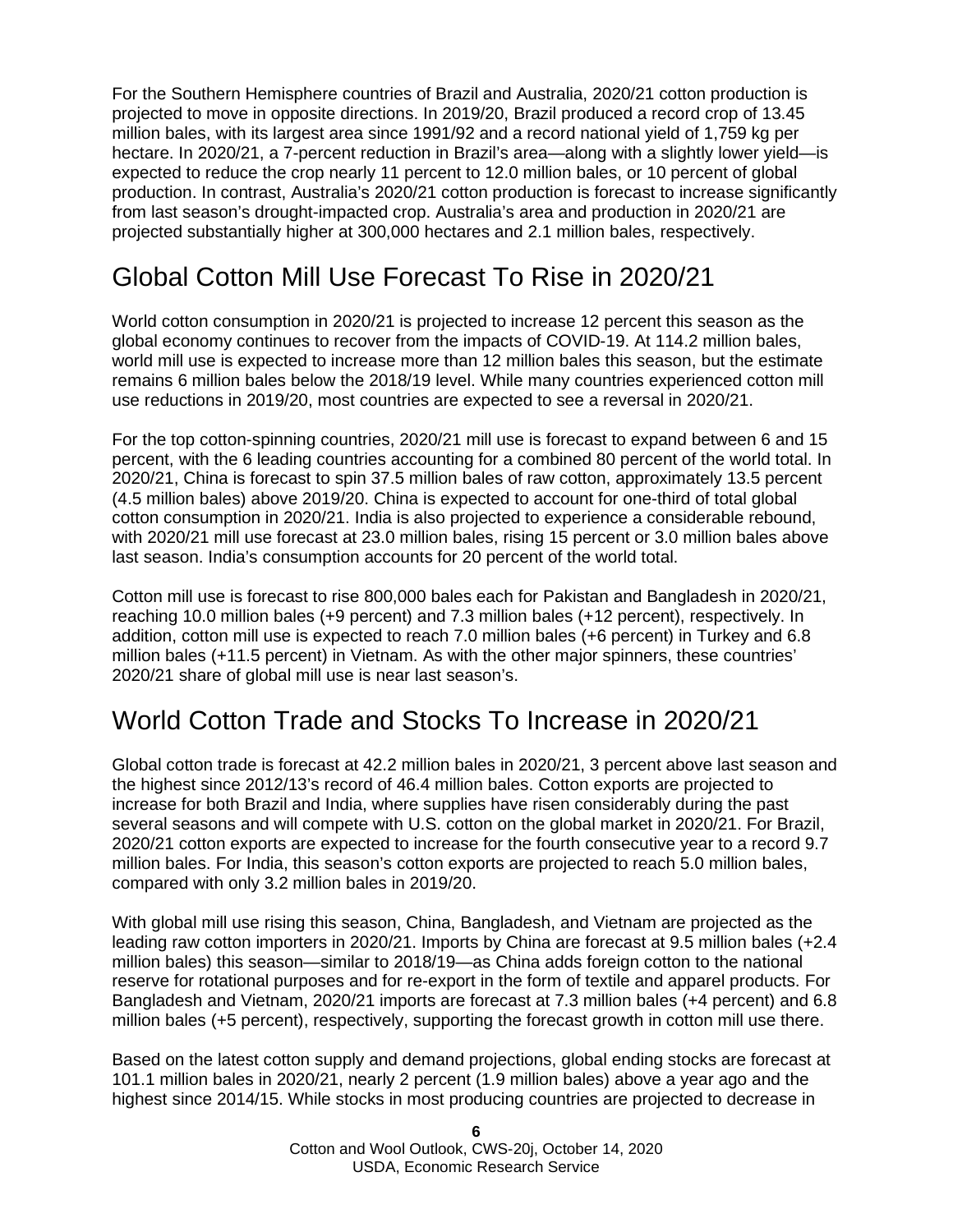For the Southern Hemisphere countries of Brazil and Australia, 2020/21 cotton production is projected to move in opposite directions. In 2019/20, Brazil produced a record crop of 13.45 million bales, with its largest area since 1991/92 and a record national yield of 1,759 kg per hectare. In 2020/21, a 7-percent reduction in Brazil's area—along with a slightly lower yield—is expected to reduce the crop nearly 11 percent to 12.0 million bales, or 10 percent of global production. In contrast, Australia's 2020/21 cotton production is forecast to increase significantly from last season's drought-impacted crop. Australia's area and production in 2020/21 are projected substantially higher at 300,000 hectares and 2.1 million bales, respectively.

## Global Cotton Mill Use Forecast To Rise in 2020/21

World cotton consumption in 2020/21 is projected to increase 12 percent this season as the global economy continues to recover from the impacts of COVID-19. At 114.2 million bales, world mill use is expected to increase more than 12 million bales this season, but the estimate remains 6 million bales below the 2018/19 level. While many countries experienced cotton mill use reductions in 2019/20, most countries are expected to see a reversal in 2020/21.

For the top cotton-spinning countries, 2020/21 mill use is forecast to expand between 6 and 15 percent, with the 6 leading countries accounting for a combined 80 percent of the world total. In 2020/21, China is forecast to spin 37.5 million bales of raw cotton, approximately 13.5 percent (4.5 million bales) above 2019/20. China is expected to account for one-third of total global cotton consumption in 2020/21. India is also projected to experience a considerable rebound, with 2020/21 mill use forecast at 23.0 million bales, rising 15 percent or 3.0 million bales above last season. India's consumption accounts for 20 percent of the world total.

Cotton mill use is forecast to rise 800,000 bales each for Pakistan and Bangladesh in 2020/21, reaching 10.0 million bales (+9 percent) and 7.3 million bales (+12 percent), respectively. In addition, cotton mill use is expected to reach 7.0 million bales (+6 percent) in Turkey and 6.8 million bales (+11.5 percent) in Vietnam. As with the other major spinners, these countries' 2020/21 share of global mill use is near last season's.

## World Cotton Trade and Stocks To Increase in 2020/21

Global cotton trade is forecast at 42.2 million bales in 2020/21, 3 percent above last season and the highest since 2012/13's record of 46.4 million bales. Cotton exports are projected to increase for both Brazil and India, where supplies have risen considerably during the past several seasons and will compete with U.S. cotton on the global market in 2020/21. For Brazil, 2020/21 cotton exports are expected to increase for the fourth consecutive year to a record 9.7 million bales. For India, this season's cotton exports are projected to reach 5.0 million bales, compared with only 3.2 million bales in 2019/20.

With global mill use rising this season, China, Bangladesh, and Vietnam are projected as the leading raw cotton importers in 2020/21. Imports by China are forecast at 9.5 million bales (+2.4 million bales) this season—similar to 2018/19—as China adds foreign cotton to the national reserve for rotational purposes and for re-export in the form of textile and apparel products. For Bangladesh and Vietnam, 2020/21 imports are forecast at 7.3 million bales (+4 percent) and 6.8 million bales (+5 percent), respectively, supporting the forecast growth in cotton mill use there.

Based on the latest cotton supply and demand projections, global ending stocks are forecast at 101.1 million bales in 2020/21, nearly 2 percent (1.9 million bales) above a year ago and the highest since 2014/15. While stocks in most producing countries are projected to decrease in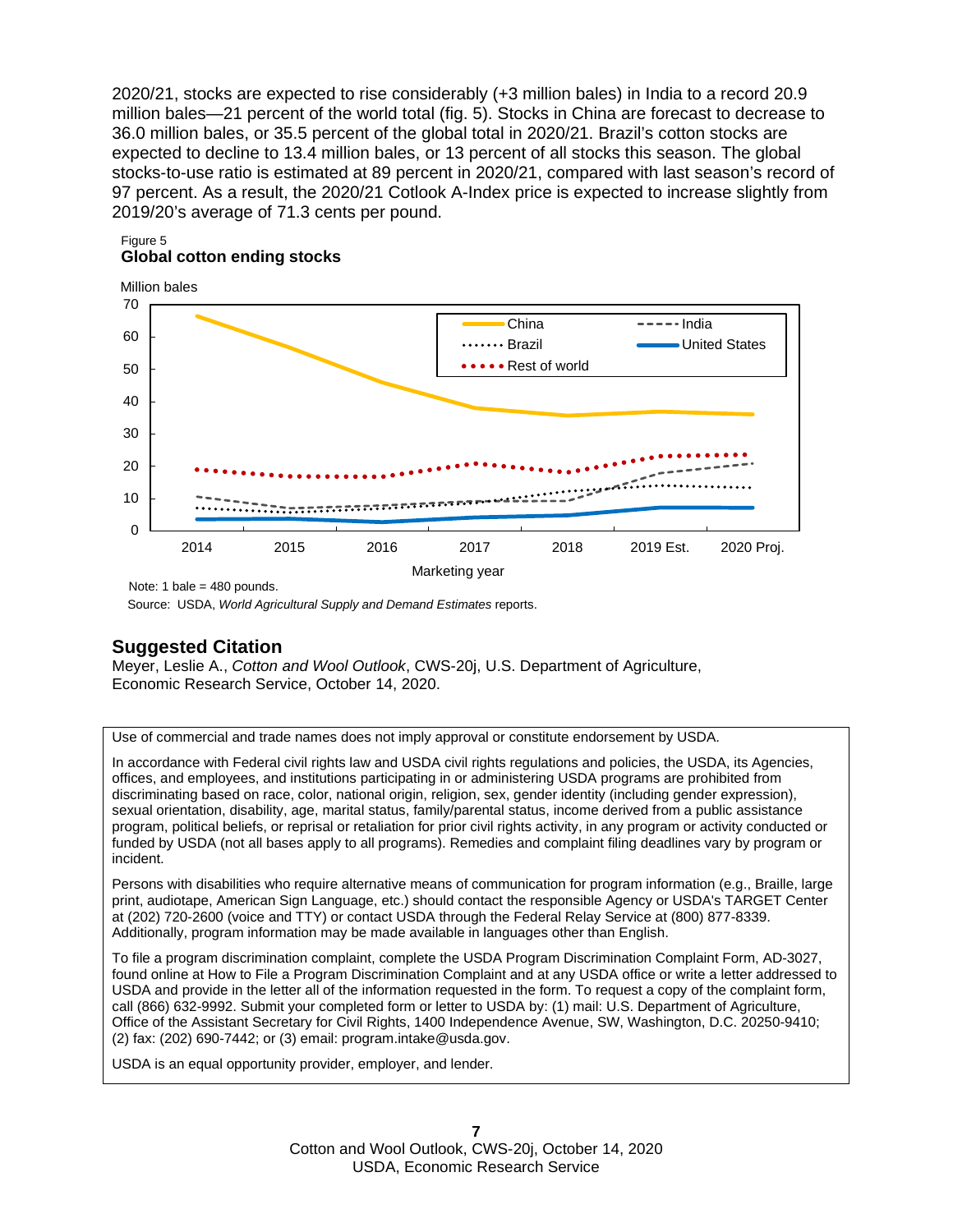2020/21, stocks are expected to rise considerably (+3 million bales) in India to a record 20.9 million bales—21 percent of the world total (fig. 5). Stocks in China are forecast to decrease to 36.0 million bales, or 35.5 percent of the global total in 2020/21. Brazil's cotton stocks are expected to decline to 13.4 million bales, or 13 percent of all stocks this season. The global stocks-to-use ratio is estimated at 89 percent in 2020/21, compared with last season's record of 97 percent. As a result, the 2020/21 Cotlook A-Index price is expected to increase slightly from 2019/20's average of 71.3 cents per pound.

Figure 5
**Global cotton ending stocks**

Million bales

70
60
50
40
30
20
10
0

China
India
Brazil
United States
Rest of world

2014
2015
2016
2017
2018
2019 Est.
2020 Proj.

Marketing year

Note: 1 bale = 480 pounds.

Source: USDA, *World Agricultural Supply and Demand Estimates* reports.

## Suggested Citation

Meyer, Leslie A., *Cotton and Wool Outlook*, CWS-20j, U.S. Department of Agriculture, Economic Research Service, October 14, 2020.

Use of commercial and trade names does not imply approval or constitute endorsement by USDA.

In accordance with Federal civil rights law and USDA civil rights regulations and policies, the USDA, its Agencies, offices, and employees, and institutions participating in or administering USDA programs are prohibited from discriminating based on race, color, national origin, religion, sex, gender identity (including gender expression), sexual orientation, disability, age, marital status, family/parental status, income derived from a public assistance program, political beliefs, or reprisal or retaliation for prior civil rights activity, in any program or activity conducted or funded by USDA (not all bases apply to all programs). Remedies and complaint filing deadlines vary by program or incident.

Persons with disabilities who require alternative means of communication for program information (e.g., Braille, large print, audiotape, American Sign Language, etc.) should contact the responsible Agency or USDA's TARGET Center at (202) 720-2600 (voice and TTY) or contact USDA through the Federal Relay Service at (800) 877-8339. Additionally, program information may be made available in languages other than English.

To file a program discrimination complaint, complete the USDA Program Discrimination Complaint Form, AD-3027, found online at How to File a Program Discrimination Complaint and at any USDA office or write a letter addressed to USDA and provide in the letter all of the information requested in the form. To request a copy of the complaint form, call (866) 632-9992. Submit your completed form or letter to USDA by: (1) mail: U.S. Department of Agriculture, Office of the Assistant Secretary for Civil Rights, 1400 Independence Avenue, SW, Washington, D.C. 20250-9410; (2) fax: (202) 690-7442; or (3) email: program.intake@usda.gov.

USDA is an equal opportunity provider, employer, and lender.